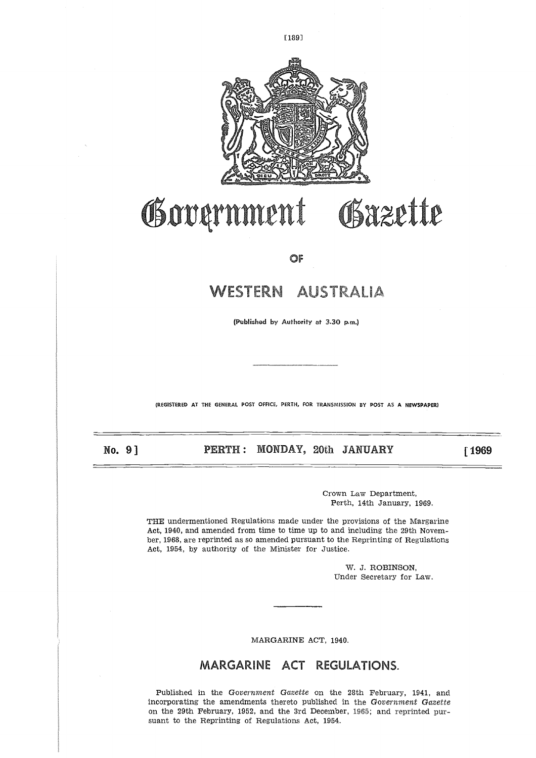# Government Gazette

OF

# WESTERN AUSTRALIA

(Published by Authority at 3.30 p.m.)

(REGISTERED AT THE GENERAL POST OFFICE, PERTH, FOR TRANSMISSION BY POST AS A NEWSPAPER)

**No. 9] PERTH: MONDAY, 20th JANUARY [1969**

Crown Law Department,
Perth, 14th January, 1969.

THE undermentioned Regulations made under the provisions of the Margarine Act, 1940, and amended from time to time up to and including the 29th November, 1968, are reprinted as so amended pursuant to the Reprinting of Regulations Act, 1954, by authority of the Minister for Justice.

W. J. ROBINSON,
Under Secretary for Law.

MARGARINE ACT, 1940.

## MARGARINE ACT REGULATIONS.

Published in the *Government Gazette* on the 28th February, 1941, and incorporating the amendments thereto published in the *Government Gazette* on the 29th February, 1952, and the 3rd December, 1965; and reprinted pursuant to the Reprinting of Regulations Act, 1954.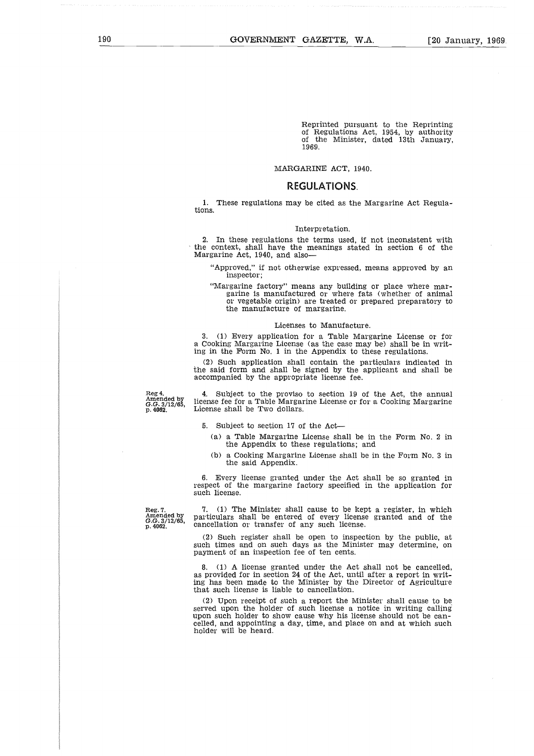Reprinted pursuant to the Reprinting of Regulations Act, 1954, by authority of the Minister, dated 13th January, 1969.

MARGARINE ACT, 1940.

## REGULATIONS.

1. These regulations may be cited as the Margarine Act Regulations.

### Interpretation.

2. In these regulations the terms used, if not inconsistent with the context, shall have the meanings stated in section 6 of the Margarine Act, 1940, and also—

"Approved," if not otherwise expressed, means approved by an inspector;

"Margarine factory" means any building or place where margarine is manufactured or where fats (whether of animal or vegetable origin) are treated or prepared preparatory to the manufacture of margarine.

### Licenses to Manufacture.

3. (1) Every application for a Table Margarine License or for a Cooking Margarine License (as the case may be) shall be in writing in the Form No. 1 in the Appendix to these regulations.

(2) Such application shall contain the particulars indicated in the said form and shall be signed by the applicant and shall be accompanied by the appropriate license fee.

Reg 4. Amended by G.G. 3/12/65, p. 4062.

4. Subject to the proviso to section 19 of the Act, the annual license fee for a Table Margarine License or for a Cooking Margarine License shall be Two dollars.

5. Subject to section 17 of the Act—

(a) a Table Margarine License shall be in the Form No. 2 in the Appendix to these regulations; and

(b) a Cooking Margarine License shall be in the Form No. 3 in the said Appendix.

6. Every license granted under the Act shall be so granted in respect of the margarine factory specified in the application for such license.

Reg. 7. Amended by G.G. 3/12/65, p. 4062.

7. (1) The Minister shall cause to be kept a register, in which particulars shall be entered of every license granted and of the cancellation or transfer of any such license.

(2) Such register shall be open to inspection by the public, at such times and on such days as the Minister may determine, on payment of an inspection fee of ten cents.

8. (1) A license granted under the Act shall not be cancelled, as provided for in section 24 of the Act, until after a report in writing has been made to the Minister by the Director of Agriculture that such license is liable to cancellation.

(2) Upon receipt of such a report the Minister shall cause to be served upon the holder of such license a notice in writing calling upon such holder to show cause why his license should not be cancelled, and appointing a day, time, and place on and at which such holder will be heard.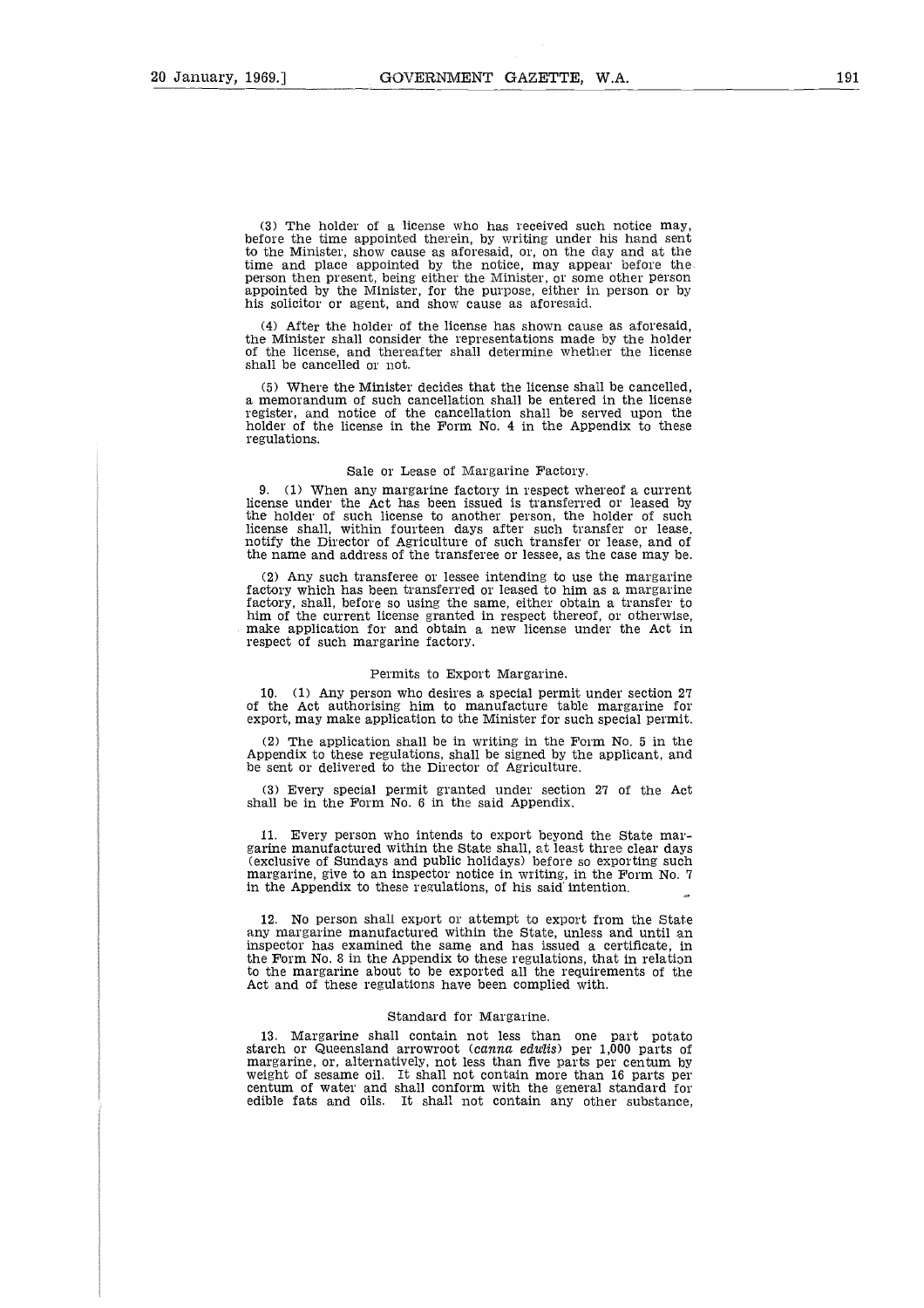(3) The holder of a license who has received such notice may, before the time appointed therein, by writing under his hand sent to the Minister, show cause as aforesaid, or, on the day and at the time and place appointed by the notice, may appear before the person then present, being either the Minister, or some other person appointed by the Minister, for the purpose, either in person or by his solicitor or agent, and show cause as aforesaid.

(4) After the holder of the license has shown cause as aforesaid, the Minister shall consider the representations made by the holder of the license, and thereafter shall determine whether the license shall be cancelled or not.

(5) Where the Minister decides that the license shall be cancelled, a memorandum of such cancellation shall be entered in the license register, and notice of the cancellation shall be served upon the holder of the license in the Form No. 4 in the Appendix to these regulations.

### Sale or Lease of Margarine Factory.

9. (1) When any margarine factory in respect whereof a current license under the Act has been issued is transferred or leased by the holder of such license to another person, the holder of such license shall, within fourteen days after such transfer or lease, notify the Director of Agriculture of such transfer or lease, and of the name and address of the transferee or lessee, as the case may be.

(2) Any such transferee or lessee intending to use the margarine factory which has been transferred or leased to him as a margarine factory, shall, before so using the same, either obtain a transfer to him of the current license granted in respect thereof, or otherwise, make application for and obtain a new license under the Act in respect of such margarine factory.

### Permits to Export Margarine.

10. (1) Any person who desires a special permit under section 27 of the Act authorising him to manufacture table margarine for export, may make application to the Minister for such special permit.

(2) The application shall be in writing in the Form No. 5 in the Appendix to these regulations, shall be signed by the applicant, and be sent or delivered to the Director of Agriculture.

(3) Every special permit granted under section 27 of the Act shall be in the Form No. 6 in the said Appendix.

11. Every person who intends to export beyond the State margarine manufactured within the State shall, at least three clear days (exclusive of Sundays and public holidays) before so exporting such margarine, give to an inspector notice in writing, in the Form No. 7 in the Appendix to these regulations, of his said intention.

12. No person shall export or attempt to export from the State any margarine manufactured within the State, unless and until an inspector has examined the same and has issued a certificate, in the Form No. 8 in the Appendix to these regulations, that in relation to the margarine about to be exported all the requirements of the Act and of these regulations have been complied with.

### Standard for Margarine.

13. Margarine shall contain not less than one part potato starch or Queensland arrowroot (*canna edulis*) per 1,000 parts of margarine, or, alternatively, not less than five parts per centum by weight of sesame oil. It shall not contain more than 16 parts per centum of water and shall conform with the general standard for edible fats and oils. It shall not contain any other substance,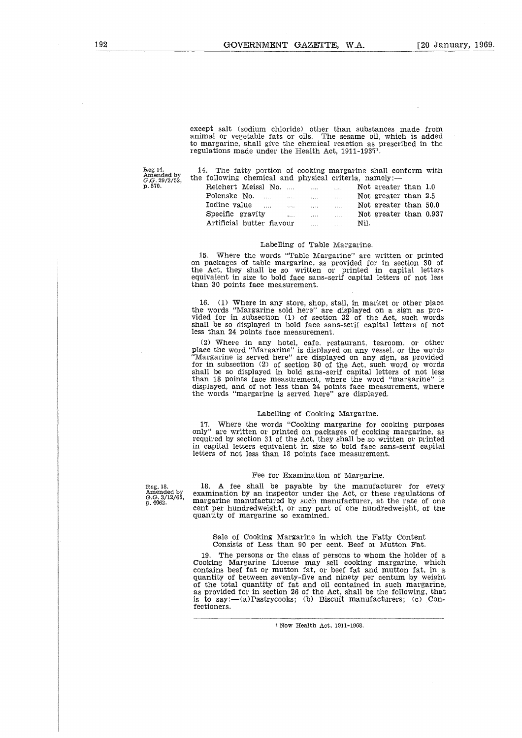except salt (sodium chloride) other than substances made from animal or vegetable fats or oils. The sesame oil, which is added to margarine, shall give the chemical reaction as prescribed in the regulations made under the Health Act, 1911-1937[1].

Reg 14. Amended by G.G. 29/2/52, p. 570.

14. The fatty portion of cooking margarine shall conform with the following chemical and physical criteria, namely:—

| | |
|---|---|
| Reichert Meissl No. .... .... .... | Not greater than 1.0 |
| Polenske No. .... .... .... .... | Not greater than 2.5 |
| Iodine value .... .... .... .... | Not greater than 50.0 |
| Specific gravity .... .... .... | Not greater than 0.937 |
| Artificial butter flavour .... .... | Nil. |

### Labelling of Table Margarine.

15. Where the words "Table Margarine" are written or printed on packages of table margarine, as provided for in section 30 of the Act, they shall be so written or printed in capital letters equivalent in size to bold face sans-serif capital letters of not less than 30 points face measurement.

16. (1) Where in any store, shop, stall, in market or other place the words "Margarine sold here" are displayed on a sign as provided for in subsection (1) of section 32 of the Act, such words shall be so displayed in bold face sans-serif capital letters of not less than 24 points face measurement.

(2) Where in any hotel, cafe, restaurant, tearoom, or other place the word "Margarine" is displayed on any vessel, or the words "Margarine is served here" are displayed on any sign, as provided for in subsection (2) of section 30 of the Act, such word or words shall be so displayed in bold sans-serif capital letters of not less than 18 points face measurement, where the word "margarine" is displayed, and of not less than 24 points face measurement, where the words "margarine is served here" are displayed.

### Labelling of Cooking Margarine.

17. Where the words "Cooking margarine for cooking purposes only" are written or printed on packages of cooking margarine, as required by section 31 of the Act, they shall be so written or printed in capital letters equivalent in size to bold face sans-serif capital letters of not less than 18 points face measurement.

### Fee for Examination of Margarine.

Reg. 18. Amended by G.G. 3/12/65, p. 4062.

18. A fee shall be payable by the manufacturer for every examination by an inspector under the Act, or these regulations of margarine manufactured by such manufacturer, at the rate of one cent per hundredweight, or any part of one hundredweight, of the quantity of margarine so examined.

### Sale of Cooking Margarine in which the Fatty Content Consists of Less than 90 per cent. Beef or Mutton Fat.

19. The persons or the class of persons to whom the holder of a Cooking Margarine License may sell cooking margarine, which contains beef fat or mutton fat, or beef fat and mutton fat, in a quantity of between seventy-five and ninety per centum by weight of the total quantity of fat and oil contained in such margarine, as provided for in section 26 of the Act, shall be the following, that is to say:—(a) Pastrycooks; (b) Biscuit manufacturers; (c) Confectioners.

---

[1] Now Health Act, 1911-1968.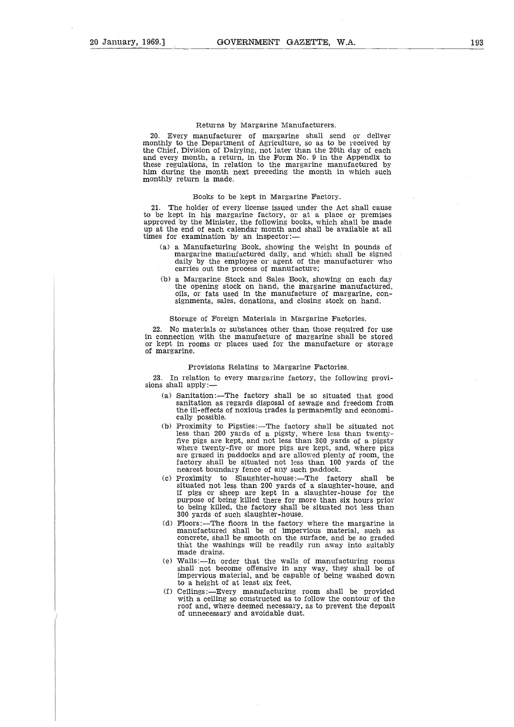### Returns by Margarine Manufacturers.

20. Every manufacturer of margarine shall send or deliver monthly to the Department of Agriculture, so as to be received by the Chief, Division of Dairying, not later than the 20th day of each and every month, a return, in the Form No. 9 in the Appendix to these regulations, in relation to the margarine manufactured by him during the month next preceding the month in which such monthly return is made.

### Books to be kept in Margarine Factory.

21. The holder of every license issued under the Act shall cause to be kept in his margarine factory, or at a place or premises approved by the Minister, the following books, which shall be made up at the end of each calendar month and shall be available at all times for examination by an inspector:—

(a) a Manufacturing Book, showing the weight in pounds of margarine manufactured daily, and which shall be signed daily by the employee or agent of the manufacturer who carries out the process of manufacture;

(b) a Margarine Stock and Sales Book, showing on each day the opening stock on hand, the margarine manufactured, oils, or fats used in the manufacture of margarine, consignments, sales, donations, and closing stock on hand.

### Storage of Foreign Materials in Margarine Factories.

22. No materials or substances other than those required for use in connection with the manufacture of margarine shall be stored or kept in rooms or places used for the manufacture or storage of margarine.

### Provisions Relating to Margarine Factories.

23. In relation to every margarine factory, the following provisions shall apply:—

(a) Sanitation:—The factory shall be so situated that good sanitation as regards disposal of sewage and freedom from the ill-effects of noxious trades is permanently and economically possible.

(b) Proximity to Pigsties:—The factory shall be situated not less than 200 yards of a pigsty, where less than twenty-five pigs are kept, and not less than 300 yards of a pigsty where twenty-five or more pigs are kept, and, where pigs are grazed in paddocks and are allowed plenty of room, the factory shall be situated not less than 100 yards of the nearest boundary fence of any such paddock.

(c) Proximity to Slaughter-house:—The factory shall be situated not less than 200 yards of a slaughter-house, and if pigs or sheep are kept in a slaughter-house for the purpose of being killed there for more than six hours prior to being killed, the factory shall be situated not less than 300 yards of such slaughter-house.

(d) Floors:—The floors in the factory where the margarine is manufactured shall be of impervious material, such as concrete, shall be smooth on the surface, and be so graded that the washings will be readily run away into suitably made drains.

(e) Walls:—In order that the walls of manufacturing rooms shall not become offensive in any way, they shall be of impervious material, and be capable of being washed down to a height of at least six feet.

(f) Ceilings:—Every manufacturing room shall be provided with a ceiling so constructed as to follow the contour of the roof and, where deemed necessary, as to prevent the deposit of unnecessary and avoidable dust.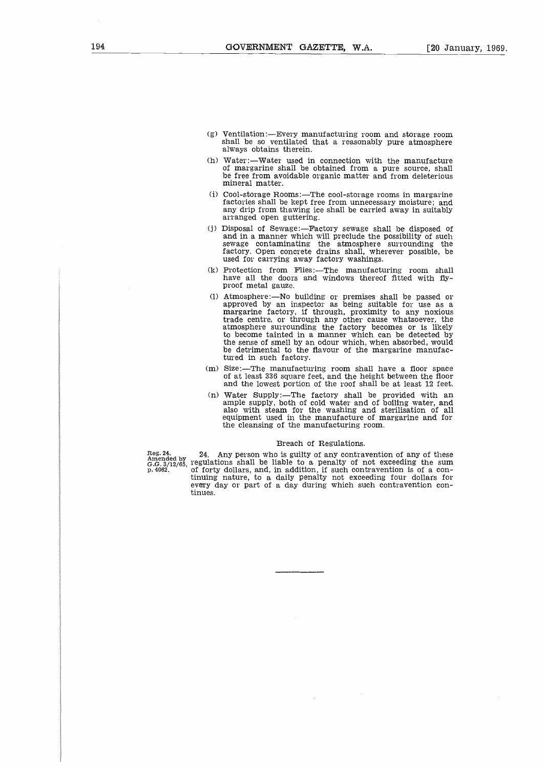(g) Ventilation:—Every manufacturing room and storage room shall be so ventilated that a reasonably pure atmosphere always obtains therein.

(h) Water:—Water used in connection with the manufacture of margarine shall be obtained from a pure source, shall be free from avoidable organic matter and from deleterious mineral matter.

(i) Cool-storage Rooms:—The cool-storage rooms in margarine factories shall be kept free from unnecessary moisture; and any drip from thawing ice shall be carried away in suitably arranged open guttering.

(j) Disposal of Sewage:—Factory sewage shall be disposed of and in a manner which will preclude the possibility of such sewage contaminating the atmosphere surrounding the factory. Open concrete drains shall, wherever possible, be used for carrying away factory washings.

(k) Protection from Flies:—The manufacturing room shall have all the doors and windows thereof fitted with fly-proof metal gauze.

(l) Atmosphere:—No building or premises shall be passed or approved by an inspector as being suitable for use as a margarine factory, if through, proximity to any noxious trade centre, or through any other cause whatsoever, the atmosphere surrounding the factory becomes or is likely to become tainted in a manner which can be detected by the sense of smell by an odour which, when absorbed, would be detrimental to the flavour of the margarine manufactured in such factory.

(m) Size:—The manufacturing room shall have a floor space of at least 336 square feet, and the height between the floor and the lowest portion of the roof shall be at least 12 feet.

(n) Water Supply:—The factory shall be provided with an ample supply, both of cold water and of boiling water, and also with steam for the washing and sterilisation of all equipment used in the manufacture of margarine and for the cleansing of the manufacturing room.

### Breach of Regulations.

Reg. 24. Amended by G.G. 3/12/65, p. 4062.

24. Any person who is guilty of any contravention of any of these regulations shall be liable to a penalty of not exceeding the sum of forty dollars, and, in addition, if such contravention is of a continuing nature, to a daily penalty not exceeding four dollars for every day or part of a day during which such contravention continues.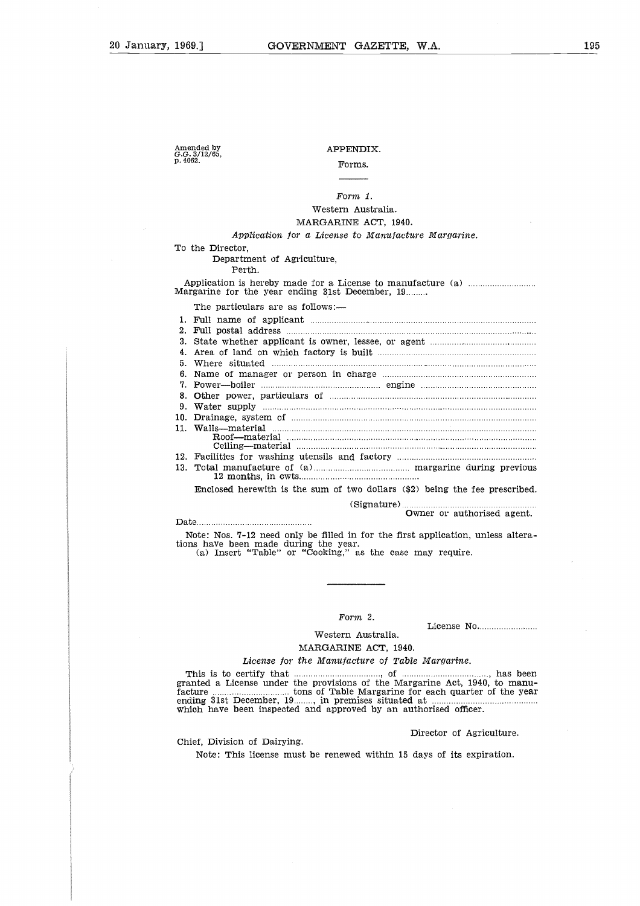Amended by G.G. 3/12/65, p. 4062.

## APPENDIX.

### Forms.

---

*Form 1.*

Western Australia.

MARGARINE ACT, 1940.

*Application for a License to Manufacture Margarine.*

To the Director,
Department of Agriculture,
Perth.

Application is hereby made for a License to manufacture (a) .......................... Margarine for the year ending 31st December, 19........

The particulars are as follows:—

1. Full name of applicant ..........................................................................
2. Full postal address ..........................................................................
3. State whether applicant is owner, lessee, or agent ..........................................
4. Area of land on which factory is built ..........................................................
5. Where situated ..........................................................................
6. Name of manager or person in charge ..........................................................
7. Power—boiler .......................................... engine ..........................................
8. Other power, particulars of ..........................................................................
9. Water supply ..........................................................................
10. Drainage, system of ..........................................................................
11. Walls—material ..........................................................................
    Roof—material ..........................................................................
    Ceiling—material ..........................................................................
12. Facilities for washing utensils and factory ..........................................
13. Total manufacture of (a).................................... margarine during previous 12 months, in cwts...............................................

Enclosed herewith is the sum of two dollars ($2) being the fee prescribed.

(Signature)..................................................
Owner or authorised agent.

Date..............................................

Note: Nos. 7-12 need only be filled in for the first application, unless alterations have been made during the year.
(a) Insert "Table" or "Cooking," as the case may require.

---

*Form 2.*

License No.......................

Western Australia.

MARGARINE ACT, 1940.

*License for the Manufacture of Table Margarine.*

This is to certify that ...................................., of ...................................., has been granted a License under the provisions of the Margarine Act, 1940, to manufacture ................................ tons of Table Margarine for each quarter of the year ending 31st December, 19........, in premises situated at .......................................... which have been inspected and approved by an authorised officer.

Director of Agriculture.

Chief, Division of Dairying.

Note: This license must be renewed within 15 days of its expiration.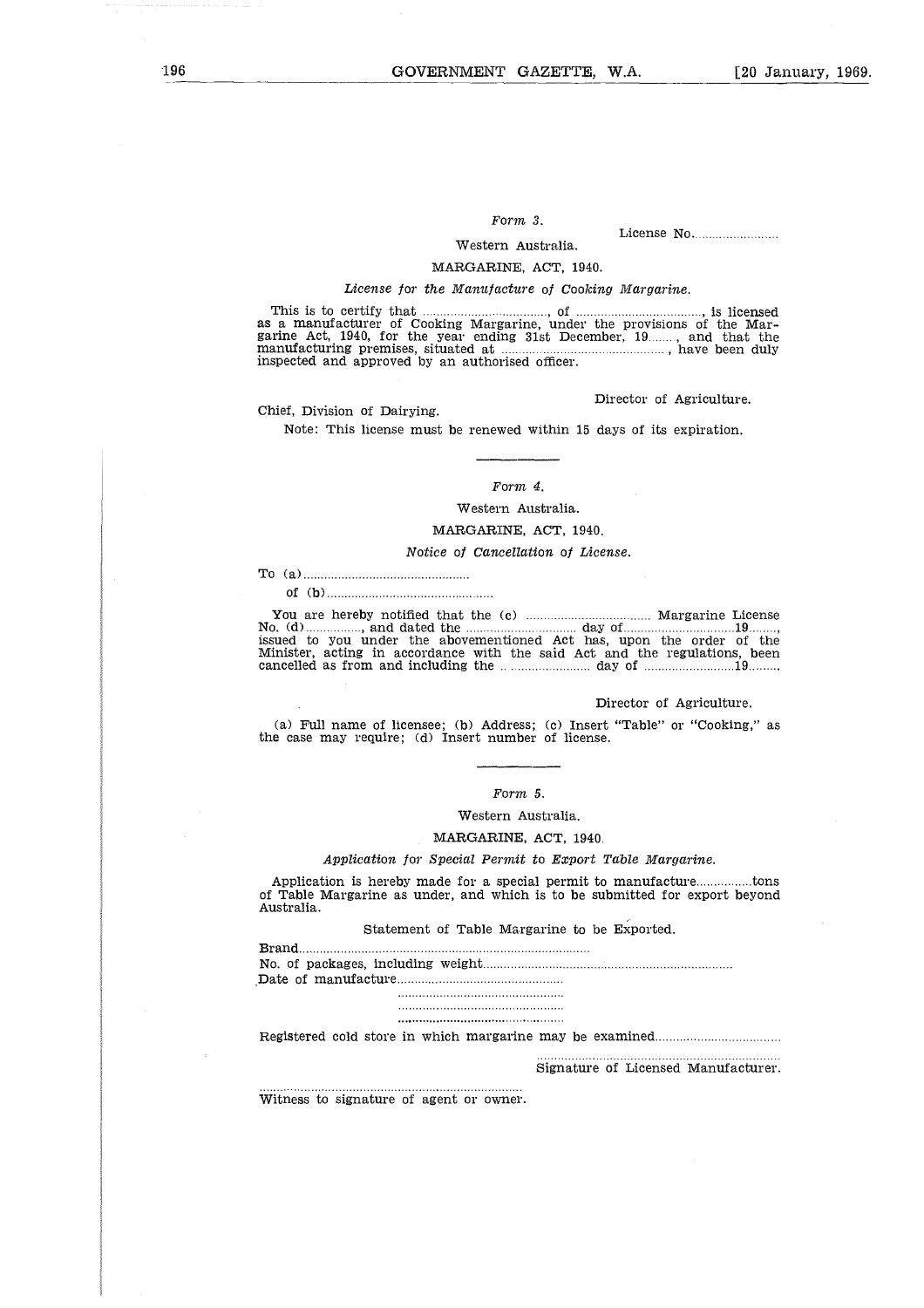*Form 3.*

License No.........................

Western Australia.

MARGARINE, ACT, 1940.

*License for the Manufacture of Cooking Margarine.*

This is to certify that ...................................., of ...................................., is licensed as a manufacturer of Cooking Margarine, under the provisions of the Margarine Act, 1940, for the year ending 31st December, 19........, and that the manufacturing premises, situated at ..............................................., have been duly inspected and approved by an authorised officer.

Director of Agriculture.

Chief, Division of Dairying.

Note: This license must be renewed within 15 days of its expiration.

---

*Form 4.*

Western Australia.

MARGARINE, ACT, 1940.

*Notice of Cancellation of License.*

To (a)................................................

of (b)................................................

You are hereby notified that the (c) .................................... Margarine License No. (d)................, and dated the ............................ day of................................19........, issued to you under the abovementioned Act has, upon the order of the Minister, acting in accordance with the said Act and the regulations, been cancelled as from and including the ........................... day of ..........................19.........

Director of Agriculture.

(a) Full name of licensee; (b) Address; (c) Insert "Table" or "Cooking," as the case may require; (d) Insert number of license.

---

*Form 5.*

Western Australia.

MARGARINE, ACT, 1940.

*Application for Special Permit to Export Table Margarine.*

Application is hereby made for a special permit to manufacture................tons of Table Margarine as under, and which is to be submitted for export beyond Australia.

Statement of Table Margarine to be Exported.

Brand..................................................................................

No. of packages, including weight......................................................................

Date of manufacture................................................

................................................

................................................

................................................

Registered cold store in which margarine may be examined....................................

.....................................................................

Signature of Licensed Manufacturer.

...........................................................................

Witness to signature of agent or owner.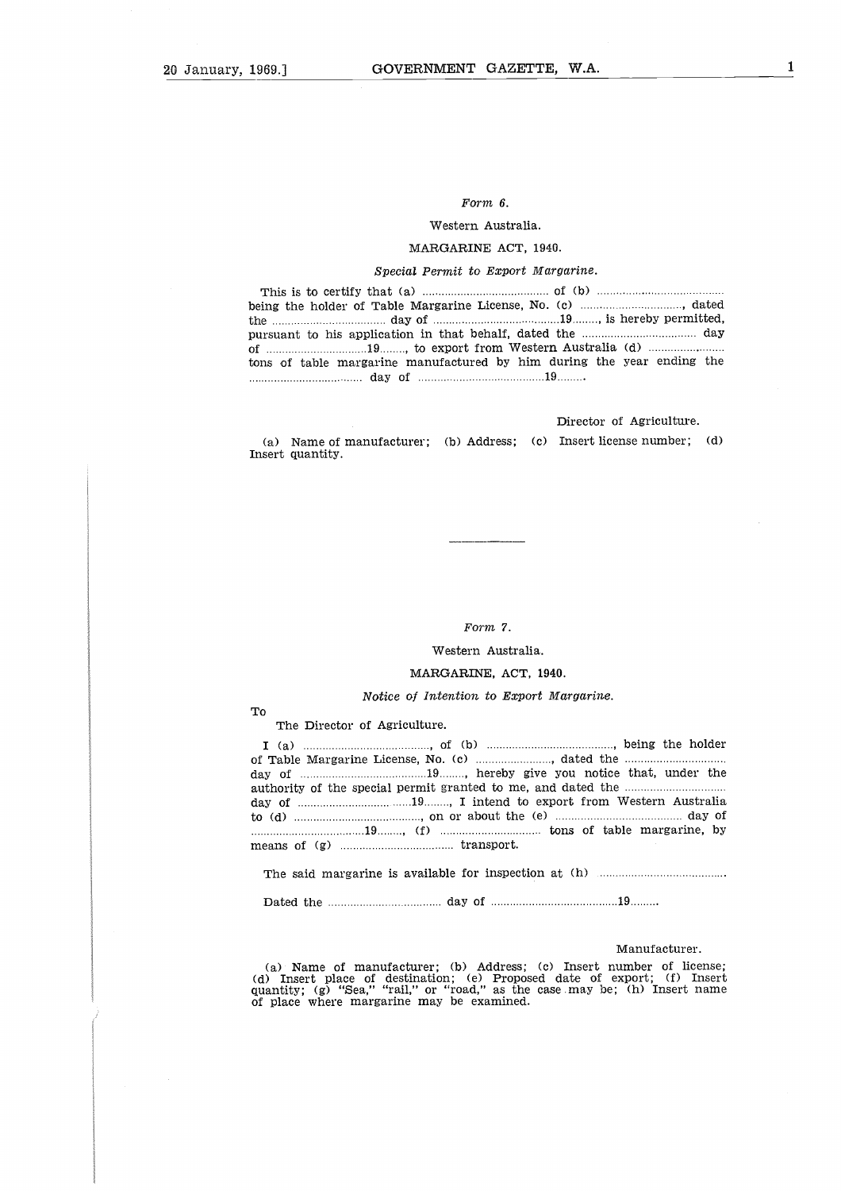*Form 6.*

Western Australia.

MARGARINE ACT, 1940.

*Special Permit to Export Margarine.*

This is to certify that (a) ........................................ of (b) ........................................ being the holder of Table Margarine License, No. (c) ................................, dated the .................................. day of ........................................19........, is hereby permitted, pursuant to his application in that behalf, dated the .................................. day of ................................19........, to export from Western Australia (d) ......................... tons of table margarine manufactured by him during the year ending the ................................ day of ........................................19........

Director of Agriculture.

(a) Name of manufacturer; (b) Address; (c) Insert license number; (d) Insert quantity.

---

*Form 7.*

Western Australia.

MARGARINE, ACT, 1940.

*Notice of Intention to Export Margarine.*

To

The Director of Agriculture.

I (a) ........................................, of (b) ........................................, being the holder of Table Margarine License, No. (c) ........................, dated the ................................ day of ........................................19........, hereby give you notice that, under the authority of the special permit granted to me, and dated the ................................ day of ..............................19........, I intend to export from Western Australia to (d) ........................................, on or about the (e) ........................................ day of ....................................19........, (f) ................................ tons of table margarine, by means of (g) .................................... transport.

The said margarine is available for inspection at (h) ........................................

Dated the .................................... day of ........................................19.........

Manufacturer.

(a) Name of manufacturer; (b) Address; (c) Insert number of license; (d) Insert place of destination; (e) Proposed date of export; (f) Insert quantity; (g) "Sea," "rail," or "road," as the case may be; (h) Insert name of place where margarine may be examined.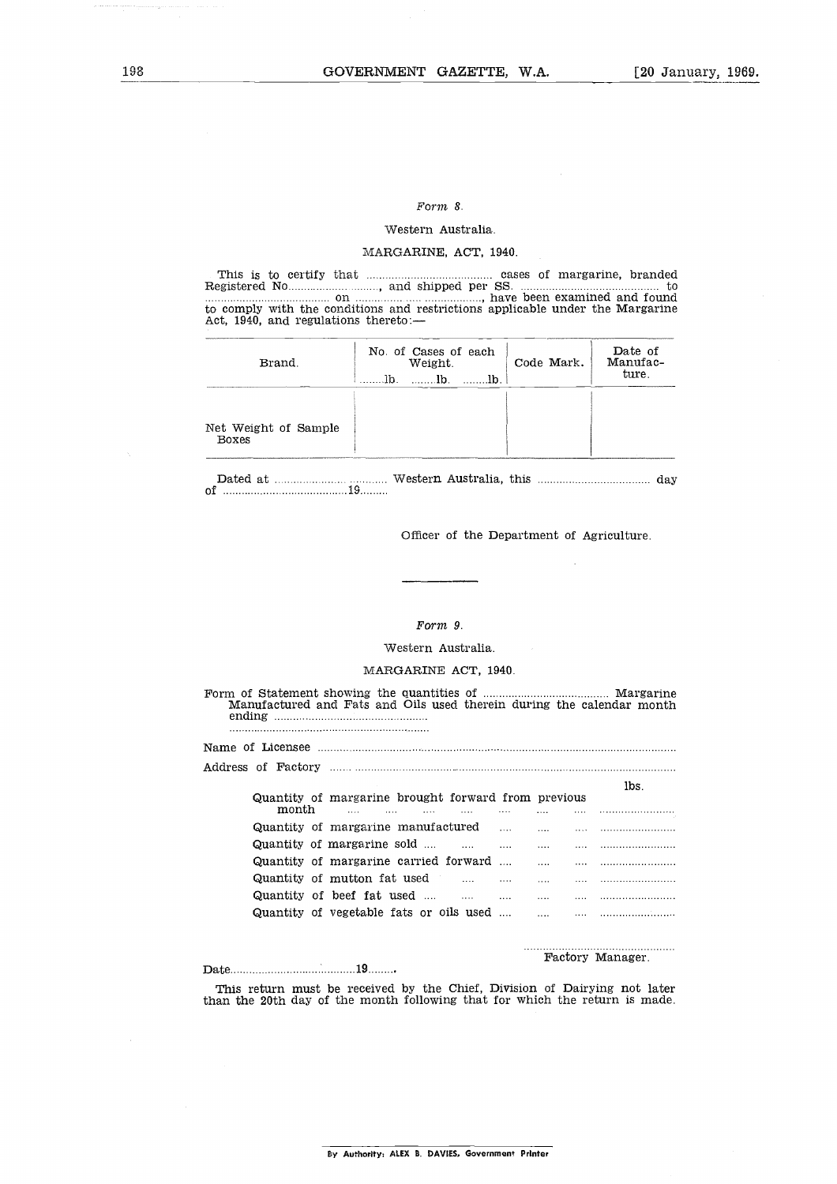*Form 8.*

Western Australia.

MARGARINE, ACT, 1940.

This is to certify that ........................................ cases of margarine, branded Registered No............................., and shipped per SS. ............................................. to ........................................ on ................................., have been examined and found to comply with the conditions and restrictions applicable under the Margarine Act, 1940, and regulations thereto:—

| Brand. | No. of Cases of each Weight. ........lb. ........lb. ........lb. | Code Mark. | Date of Manufacture. |
|---|---|---|---|
| Net Weight of Sample Boxes | | | |

Dated at ................................. Western Australia, this .................................... day of ........................................19.........

Officer of the Department of Agriculture.

---

*Form 9.*

Western Australia.

MARGARINE ACT, 1940.

Form of Statement showing the quantities of ........................................ Margarine Manufactured and Fats and Oils used therein during the calendar month ending ................................................ ..............................................................

Name of Licensee ..............................................................................................................

Address of Factory ............................................................................................................

| | lbs. |
|---|---|
| Quantity of margarine brought forward from previous month | ........................ |
| Quantity of margarine manufactured | ........................ |
| Quantity of margarine sold | ........................ |
| Quantity of margarine carried forward | ........................ |
| Quantity of mutton fat used | ........................ |
| Quantity of beef fat used | ........................ |
| Quantity of vegetable fats or oils used | ........................ |

................................................
Factory Manager.

Date.........................................19........

This return must be received by the Chief, Division of Dairying not later than the 20th day of the month following that for which the return is made.

By Authority: ALEX B. DAVIES, Government Printer